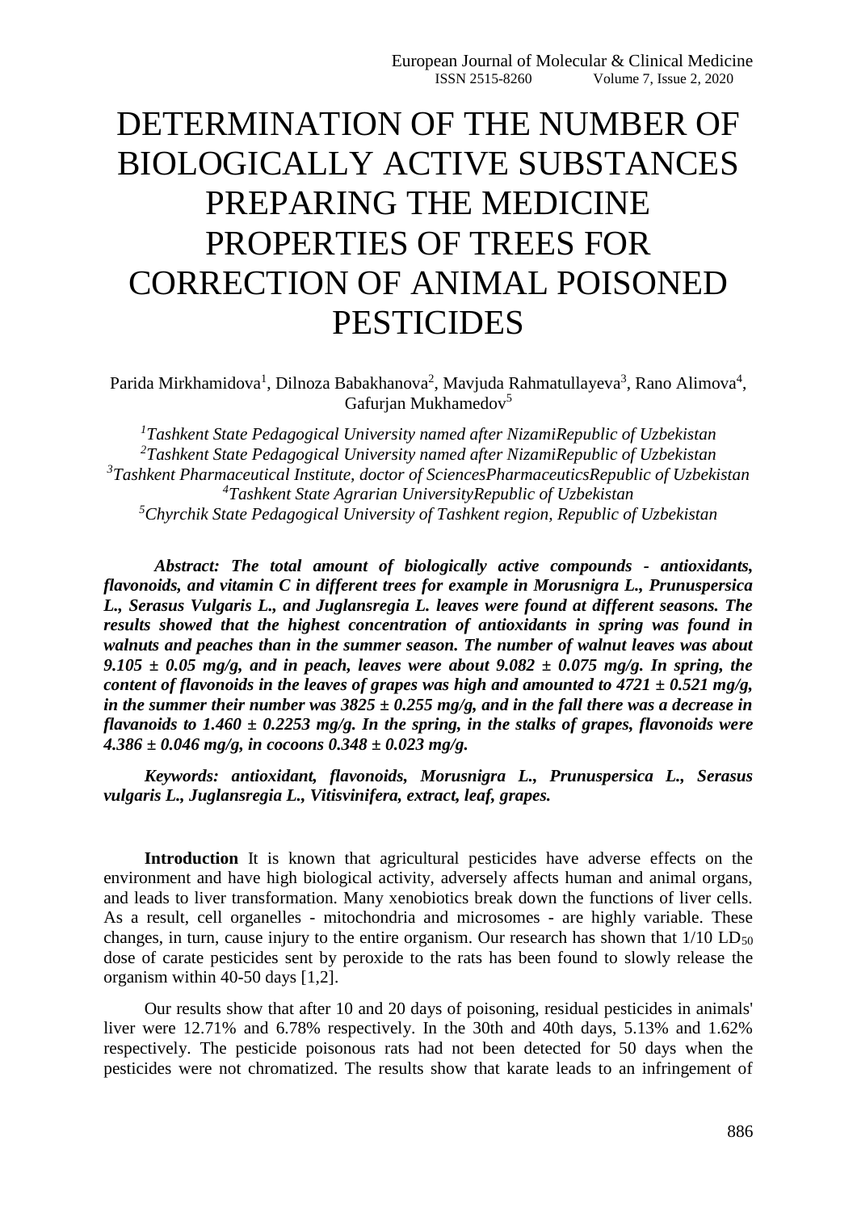# DETERMINATION OF THE NUMBER OF BIOLOGICALLY ACTIVE SUBSTANCES PREPARING THE MEDICINE PROPERTIES OF TREES FOR CORRECTION OF ANIMAL POISONED PESTICIDES

Parida Mirkhamidova[1], Dilnoza Babakhanova[2], Mavjuda Rahmatullayeva[3], Rano Alimova[4], Gafurjan Mukhamedov[5]

*[1]Tashkent State Pedagogical University named after NizamiRepublic of Uzbekistan*
*[2]Tashkent State Pedagogical University named after NizamiRepublic of Uzbekistan*
*[3]Tashkent Pharmaceutical Institute, doctor of SciencesPharmaceuticsRepublic of Uzbekistan*
*[4]Tashkent State Agrarian UniversityRepublic of Uzbekistan*
*[5]Chyrchik State Pedagogical University of Tashkent region, Republic of Uzbekistan*

***Abstract:** The total amount of biologically active compounds - antioxidants, flavonoids, and vitamin C in different trees for example in Morusnigra L., Prunuspersica L., Serasus Vulgaris L., and Juglansregia L. leaves were found at different seasons. The results showed that the highest concentration of antioxidants in spring was found in walnuts and peaches than in the summer season. The number of walnut leaves was about 9.105 ± 0.05 mg/g, and in peach, leaves were about 9.082 ± 0.075 mg/g. In spring, the content of flavonoids in the leaves of grapes was high and amounted to 4721 ± 0.521 mg/g, in the summer their number was 3825 ± 0.255 mg/g, and in the fall there was a decrease in flavanoids to 1.460 ± 0.2253 mg/g. In the spring, in the stalks of grapes, flavonoids were 4.386 ± 0.046 mg/g, in cocoons 0.348 ± 0.023 mg/g.*

***Keywords:** antioxidant, flavonoids, Morusnigra L., Prunuspersica L., Serasus vulgaris L., Juglansregia L., Vitisvinifera, extract, leaf, grapes.*

**Introduction** It is known that agricultural pesticides have adverse effects on the environment and have high biological activity, adversely affects human and animal organs, and leads to liver transformation. Many xenobiotics break down the functions of liver cells. As a result, cell organelles - mitochondria and microsomes - are highly variable. These changes, in turn, cause injury to the entire organism. Our research has shown that 1/10 $LD_{50}$ dose of carate pesticides sent by peroxide to the rats has been found to slowly release the organism within 40-50 days [1,2].

Our results show that after 10 and 20 days of poisoning, residual pesticides in animals' liver were 12.71% and 6.78% respectively. In the 30th and 40th days, 5.13% and 1.62% respectively. The pesticide poisonous rats had not been detected for 50 days when the pesticides were not chromatized. The results show that karate leads to an infringement of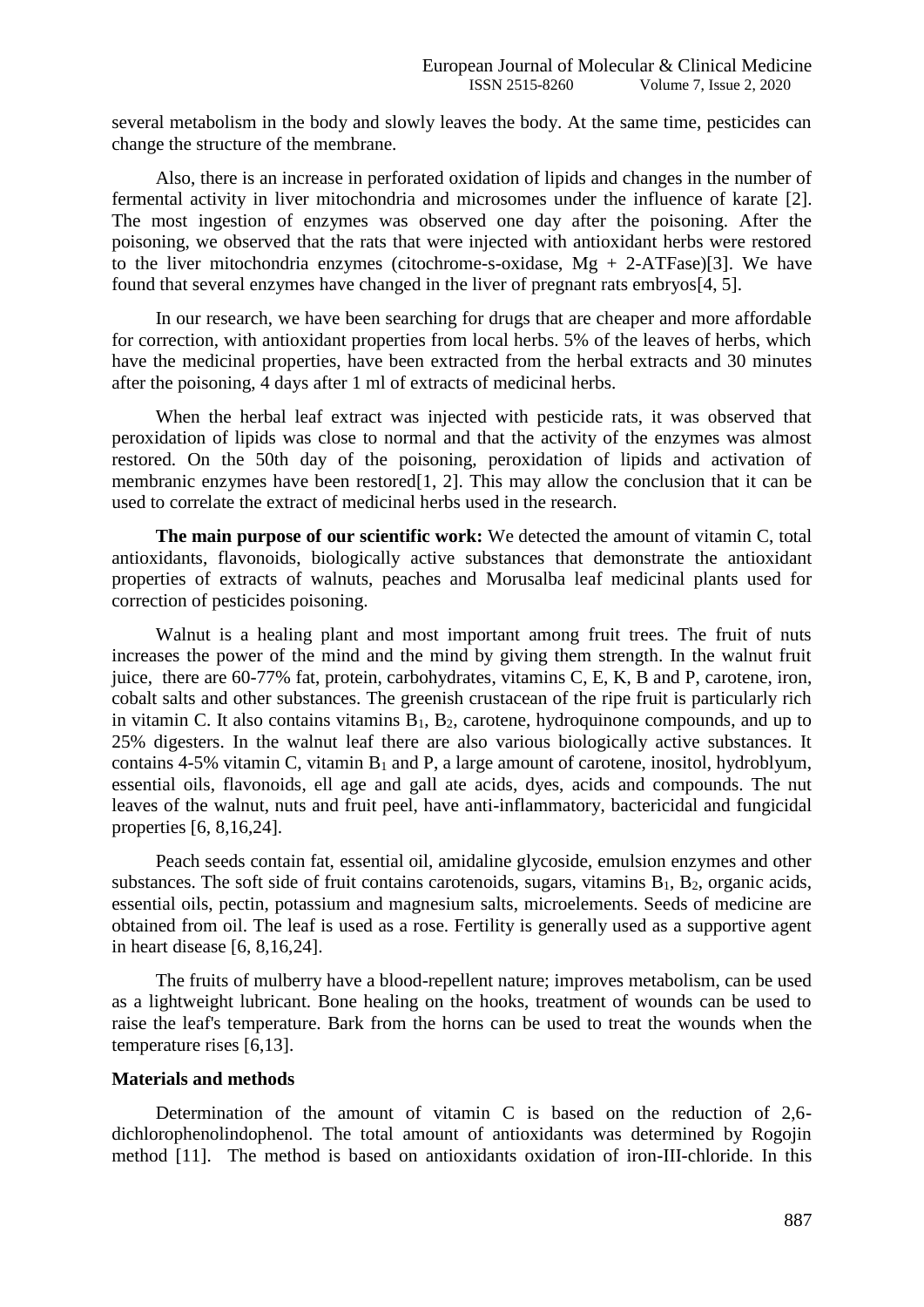several metabolism in the body and slowly leaves the body. At the same time, pesticides can change the structure of the membrane.

Also, there is an increase in perforated oxidation of lipids and changes in the number of fermental activity in liver mitochondria and microsomes under the influence of karate [2]. The most ingestion of enzymes was observed one day after the poisoning. After the poisoning, we observed that the rats that were injected with antioxidant herbs were restored to the liver mitochondria enzymes (citochrome-s-oxidase, Mg + 2-ATFase)[3]. We have found that several enzymes have changed in the liver of pregnant rats embryos[4, 5].

In our research, we have been searching for drugs that are cheaper and more affordable for correction, with antioxidant properties from local herbs. 5% of the leaves of herbs, which have the medicinal properties, have been extracted from the herbal extracts and 30 minutes after the poisoning, 4 days after 1 ml of extracts of medicinal herbs.

When the herbal leaf extract was injected with pesticide rats, it was observed that peroxidation of lipids was close to normal and that the activity of the enzymes was almost restored. On the 50th day of the poisoning, peroxidation of lipids and activation of membranic enzymes have been restored[1, 2]. This may allow the conclusion that it can be used to correlate the extract of medicinal herbs used in the research.

**The main purpose of our scientific work:** We detected the amount of vitamin C, total antioxidants, flavonoids, biologically active substances that demonstrate the antioxidant properties of extracts of walnuts, peaches and Morusalba leaf medicinal plants used for correction of pesticides poisoning.

Walnut is a healing plant and most important among fruit trees. The fruit of nuts increases the power of the mind and the mind by giving them strength. In the walnut fruit juice, there are 60-77% fat, protein, carbohydrates, vitamins C, E, K, B and P, carotene, iron, cobalt salts and other substances. The greenish crustacean of the ripe fruit is particularly rich in vitamin C. It also contains vitamins $B_1$, $B_2$, carotene, hydroquinone compounds, and up to 25% digesters. In the walnut leaf there are also various biologically active substances. It contains 4-5% vitamin C, vitamin $B_1$ and P, a large amount of carotene, inositol, hydroblyum, essential oils, flavonoids, ell age and gall ate acids, dyes, acids and compounds. The nut leaves of the walnut, nuts and fruit peel, have anti-inflammatory, bactericidal and fungicidal properties [6, 8,16,24].

Peach seeds contain fat, essential oil, amidaline glycoside, emulsion enzymes and other substances. The soft side of fruit contains carotenoids, sugars, vitamins $B_1$, $B_2$, organic acids, essential oils, pectin, potassium and magnesium salts, microelements. Seeds of medicine are obtained from oil. The leaf is used as a rose. Fertility is generally used as a supportive agent in heart disease [6, 8,16,24].

The fruits of mulberry have a blood-repellent nature; improves metabolism, can be used as a lightweight lubricant. Bone healing on the hooks, treatment of wounds can be used to raise the leaf's temperature. Bark from the horns can be used to treat the wounds when the temperature rises [6,13].

**Materials and methods**

Determination of the amount of vitamin C is based on the reduction of 2,6-dichlorophenolindophenol. The total amount of antioxidants was determined by Rogojin method [11]. The method is based on antioxidants oxidation of iron-III-chloride. In this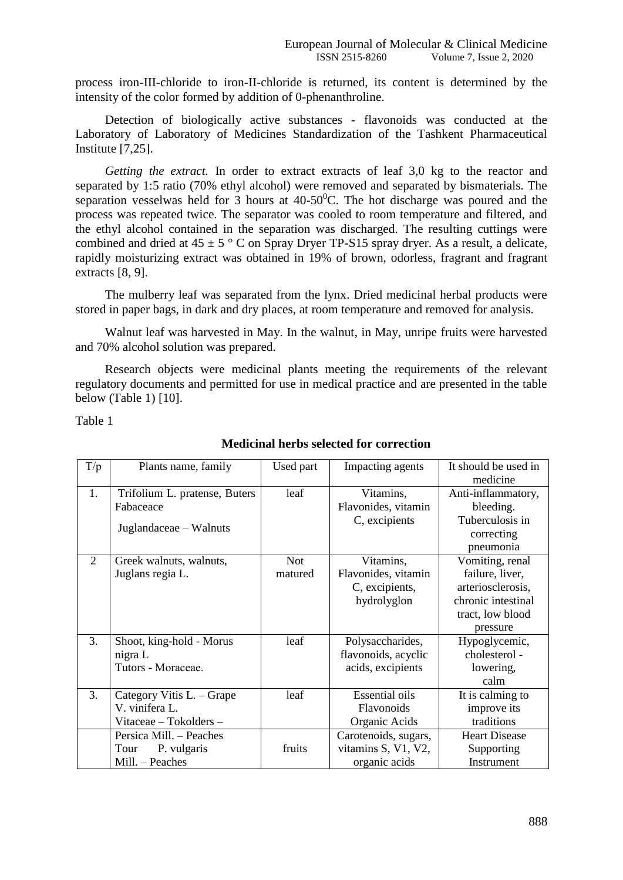process iron-III-chloride to iron-II-chloride is returned, its content is determined by the intensity of the color formed by addition of 0-phenanthroline.

Detection of biologically active substances - flavonoids was conducted at the Laboratory of Laboratory of Medicines Standardization of the Tashkent Pharmaceutical Institute [7,25].

*Getting the extract.* In order to extract extracts of leaf 3,0 kg to the reactor and separated by 1:5 ratio (70% ethyl alcohol) were removed and separated by bismaterials. The separation vesselwas held for 3 hours at 40-50$^0$C. The hot discharge was poured and the process was repeated twice. The separator was cooled to room temperature and filtered, and the ethyl alcohol contained in the separation was discharged. The resulting cuttings were combined and dried at $45 \pm 5$ ° C on Spray Dryer TP-S15 spray dryer. As a result, a delicate, rapidly moisturizing extract was obtained in 19% of brown, odorless, fragrant and fragrant extracts [8, 9].

The mulberry leaf was separated from the lynx. Dried medicinal herbal products were stored in paper bags, in dark and dry places, at room temperature and removed for analysis.

Walnut leaf was harvested in May. In the walnut, in May, unripe fruits were harvested and 70% alcohol solution was prepared.

Research objects were medicinal plants meeting the requirements of the relevant regulatory documents and permitted for use in medical practice and are presented in the table below (Table 1) [10].

Table 1

**Medicinal herbs selected for correction**

| T/p | Plants name, family | Used part | Impacting agents | It should be used in medicine |
|---|---|---|---|---|
| 1. | Trifolium L. pratense, Buters Fabaceace Juglandaceae – Walnuts | leaf | Vitamins, Flavonides, vitamin C, excipients | Anti-inflammatory, bleeding. Tuberculosis in correcting pneumonia |
| 2 | Greek walnuts, walnuts, Juglans regia L. | Not matured | Vitamins, Flavonides, vitamin C, excipients, hydrolyglon | Vomiting, renal failure, liver, arteriosclerosis, chronic intestinal tract, low blood pressure |
| 3. | Shoot, king-hold - Morus nigra L Tutors - Moraceae. | leaf | Polysaccharides, flavonoids, acyclic acids, excipients | Hypoglycemic, cholesterol - lowering, calm |
| 3. | Category Vitis L. – Grape V. vinifera L. Vitaceae – Tokolders – | leaf | Essential oils Flavonoids Organic Acids | It is calming to improve its traditions |
| | Persica Mill. – Peaches Tour P. vulgaris Mill. – Peaches | fruits | Carotenoids, sugars, vitamins S, V1, V2, organic acids | Heart Disease Supporting Instrument |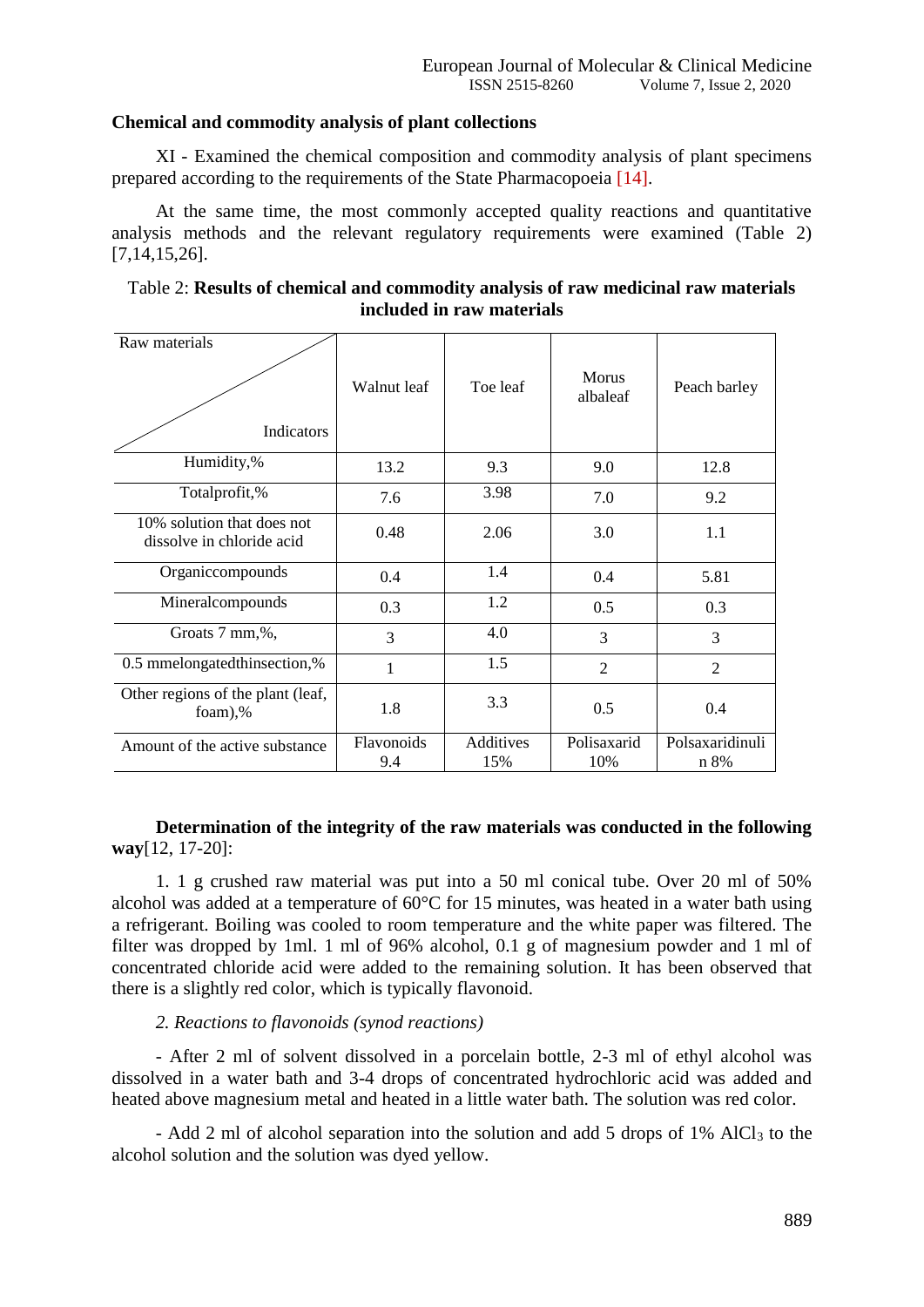**Chemical and commodity analysis of plant collections**

XI - Examined the chemical composition and commodity analysis of plant specimens prepared according to the requirements of the State Pharmacopoeia [14].

At the same time, the most commonly accepted quality reactions and quantitative analysis methods and the relevant regulatory requirements were examined (Table 2) [7,14,15,26].

Table 2: **Results of chemical and commodity analysis of raw medicinal raw materials included in raw materials**

| Raw materials / Indicators | Walnut leaf | Toe leaf | Morus albaleaf | Peach barley |
|---|---|---|---|---|
| Humidity,% | 13.2 | 9.3 | 9.0 | 12.8 |
| Totalprofit,% | 7.6 | 3.98 | 7.0 | 9.2 |
| 10% solution that does not dissolve in chloride acid | 0.48 | 2.06 | 3.0 | 1.1 |
| Organiccompounds | 0.4 | 1.4 | 0.4 | 5.81 |
| Mineralcompounds | 0.3 | 1.2 | 0.5 | 0.3 |
| Groats 7 mm,%, | 3 | 4.0 | 3 | 3 |
| 0.5 mmelongatedthinsection,% | 1 | 1.5 | 2 | 2 |
| Other regions of the plant (leaf, foam),% | 1.8 | 3.3 | 0.5 | 0.4 |
| Amount of the active substance | Flavonoids 9.4 | Additives 15% | Polisaxarid 10% | Polsaxaridinuli n 8% |

**Determination of the integrity of the raw materials was conducted in the following way**[12, 17-20]:

1. 1 g crushed raw material was put into a 50 ml conical tube. Over 20 ml of 50% alcohol was added at a temperature of 60°C for 15 minutes, was heated in a water bath using a refrigerant. Boiling was cooled to room temperature and the white paper was filtered. The filter was dropped by 1ml. 1 ml of 96% alcohol, 0.1 g of magnesium powder and 1 ml of concentrated chloride acid were added to the remaining solution. It has been observed that there is a slightly red color, which is typically flavonoid.

*2. Reactions to flavonoids (synod reactions)*

- After 2 ml of solvent dissolved in a porcelain bottle, 2-3 ml of ethyl alcohol was dissolved in a water bath and 3-4 drops of concentrated hydrochloric acid was added and heated above magnesium metal and heated in a little water bath. The solution was red color.

- Add 2 ml of alcohol separation into the solution and add 5 drops of 1% $AlCl_3$ to the alcohol solution and the solution was dyed yellow.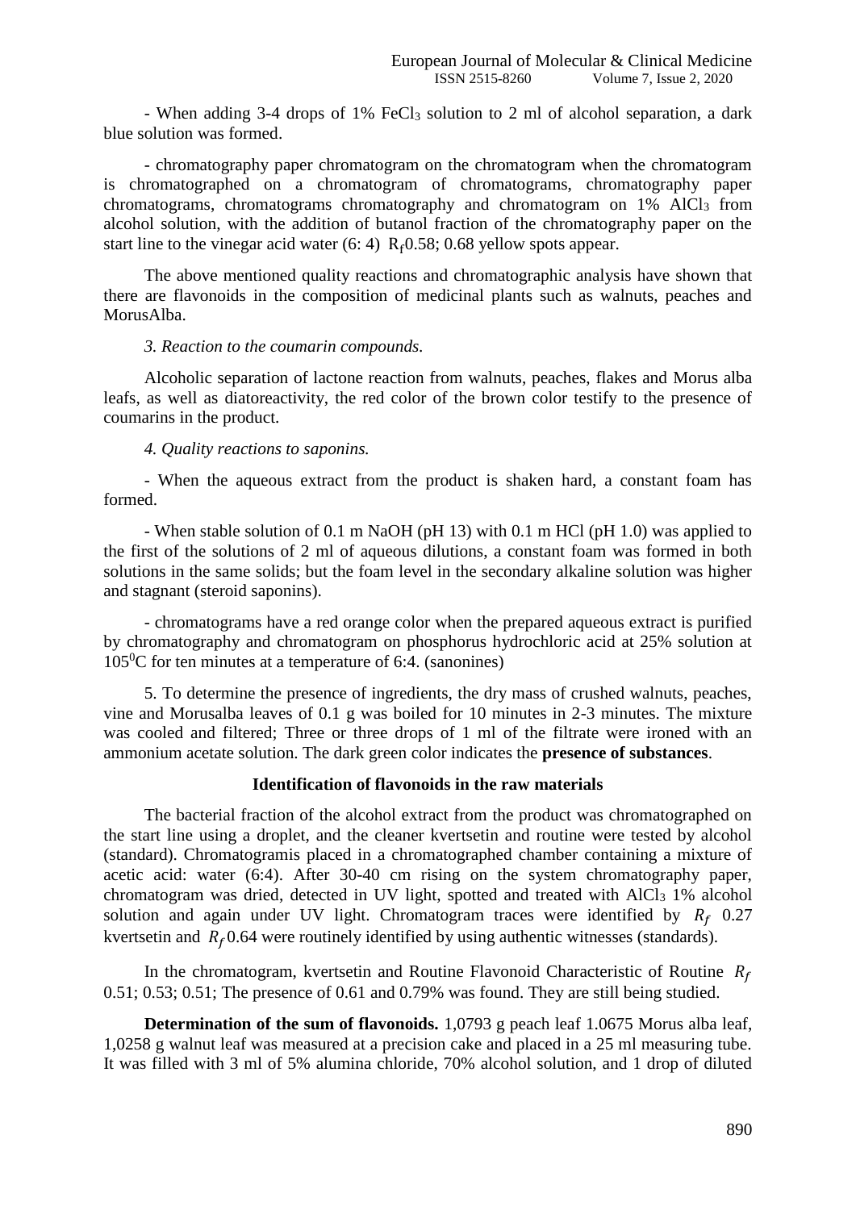- When adding 3-4 drops of 1% $FeCl_3$ solution to 2 ml of alcohol separation, a dark blue solution was formed.

- chromatography paper chromatogram on the chromatogram when the chromatogram is chromatographed on a chromatogram of chromatograms, chromatography paper chromatograms, chromatograms chromatography and chromatogram on 1% $AlCl_3$ from alcohol solution, with the addition of butanol fraction of the chromatography paper on the start line to the vinegar acid water (6: 4) $R_f$0.58; 0.68 yellow spots appear.

The above mentioned quality reactions and chromatographic analysis have shown that there are flavonoids in the composition of medicinal plants such as walnuts, peaches and MorusAlba.

*3. Reaction to the coumarin compounds.*

Alcoholic separation of lactone reaction from walnuts, peaches, flakes and Morus alba leafs, as well as diatoreactivity, the red color of the brown color testify to the presence of coumarins in the product.

*4. Quality reactions to saponins.*

- When the aqueous extract from the product is shaken hard, a constant foam has formed.

- When stable solution of 0.1 m NaOH (pH 13) with 0.1 m HCl (pH 1.0) was applied to the first of the solutions of 2 ml of aqueous dilutions, a constant foam was formed in both solutions in the same solids; but the foam level in the secondary alkaline solution was higher and stagnant (steroid saponins).

- chromatograms have a red orange color when the prepared aqueous extract is purified by chromatography and chromatogram on phosphorus hydrochloric acid at 25% solution at 105$^0$C for ten minutes at a temperature of 6:4. (sanonines)

5. To determine the presence of ingredients, the dry mass of crushed walnuts, peaches, vine and Morusalba leaves of 0.1 g was boiled for 10 minutes in 2-3 minutes. The mixture was cooled and filtered; Three or three drops of 1 ml of the filtrate were ironed with an ammonium acetate solution. The dark green color indicates the **presence of substances**.

**Identification of flavonoids in the raw materials**

The bacterial fraction of the alcohol extract from the product was chromatographed on the start line using a droplet, and the cleaner kvertsetin and routine were tested by alcohol (standard). Chromatogramis placed in a chromatographed chamber containing a mixture of acetic acid: water (6:4). After 30-40 cm rising on the system chromatography paper, chromatogram was dried, detected in UV light, spotted and treated with $AlCl_3$ 1% alcohol solution and again under UV light. Chromatogram traces were identified by $R_f$ 0.27 kvertsetin and $R_f$ 0.64 were routinely identified by using authentic witnesses (standards).

In the chromatogram, kvertsetin and Routine Flavonoid Characteristic of Routine $R_f$ 0.51; 0.53; 0.51; The presence of 0.61 and 0.79% was found. They are still being studied.

**Determination of the sum of flavonoids.** 1,0793 g peach leaf 1.0675 Morus alba leaf, 1,0258 g walnut leaf was measured at a precision cake and placed in a 25 ml measuring tube. It was filled with 3 ml of 5% alumina chloride, 70% alcohol solution, and 1 drop of diluted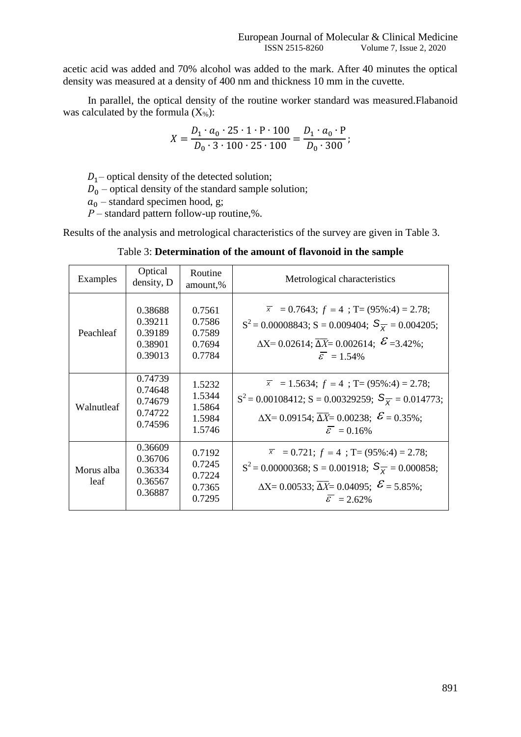acetic acid was added and 70% alcohol was added to the mark. After 40 minutes the optical density was measured at a density of 400 nm and thickness 10 mm in the cuvette.

In parallel, the optical density of the routine worker standard was measured.Flabanoid was calculated by the formula ($X_{\%}$):

$$X = \frac{D_1 \cdot a_0 \cdot 25 \cdot 1 \cdot \mathrm{P} \cdot 100}{D_0 \cdot 3 \cdot 100 \cdot 25 \cdot 100} = \frac{D_1 \cdot a_0 \cdot \mathrm{P}}{D_0 \cdot 300};$$

$D_1$ – optical density of the detected solution;
$D_0$ – optical density of the standard sample solution;
$a_0$ – standard specimen hood, g;
$P$ – standard pattern follow-up routine,%.

Results of the analysis and metrological characteristics of the survey are given in Table 3.

Table 3: **Determination of the amount of flavonoid in the sample**

| Examples | Optical density, D | Routine amount,% | Metrological characteristics |
|---|---|---|---|
| Peachleaf | 0.38688<br>0.39211<br>0.39189<br>0.38901<br>0.39013 | 0.7561<br>0.7586<br>0.7589<br>0.7694<br>0.7784 | $\bar{x}$ = 0.7643; $f$ = 4 ; T= (95%:4) = 2.78;<br>$S^2$ = 0.00008843; S = 0.009404; $S_{\bar{x}}$ = 0.004205;<br>ΔX= 0.02614; $\overline{\Delta X}$= 0.002614; $\varepsilon$ =3.42%;<br>$\bar{\varepsilon}$ = 1.54% |
| Walnutleaf | 0.74739<br>0.74648<br>0.74679<br>0.74722<br>0.74596 | 1.5232<br>1.5344<br>1.5864<br>1.5984<br>1.5746 | $\bar{x}$ = 1.5634; $f$ = 4 ; T= (95%:4) = 2.78;<br>$S^2$ = 0.00108412; S = 0.00329259; $S_{\bar{x}}$ = 0.014773;<br>ΔX= 0.09154; $\overline{\Delta X}$= 0.00238; $\varepsilon$ = 0.35%;<br>$\bar{\varepsilon}$ = 0.16% |
| Morus alba leaf | 0.36609<br>0.36706<br>0.36334<br>0.36567<br>0.36887 | 0.7192<br>0.7245<br>0.7224<br>0.7365<br>0.7295 | $\bar{x}$ = 0.721; $f$ = 4 ; T= (95%:4) = 2.78;<br>$S^2$ = 0.00000368; S = 0.001918; $S_{\bar{x}}$ = 0.000858;<br>ΔX= 0.00533; $\overline{\Delta X}$= 0.04095; $\varepsilon$ = 5.85%;<br>$\bar{\varepsilon}$ = 2.62% |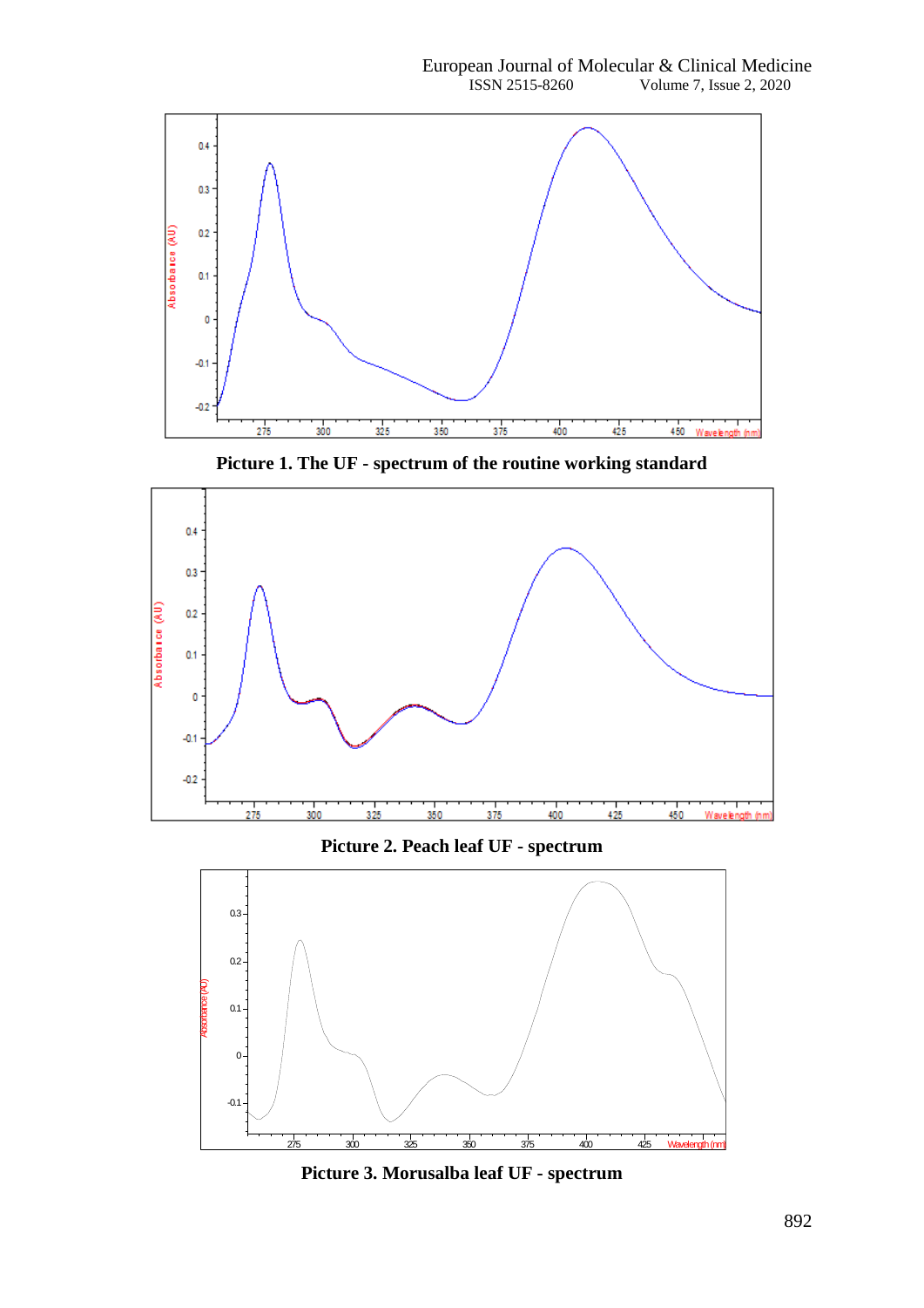**Picture 1. The UF - spectrum of the routine working standard**

**Picture 2. Peach leaf UF - spectrum**

**Picture 3. Morusalba leaf UF - spectrum**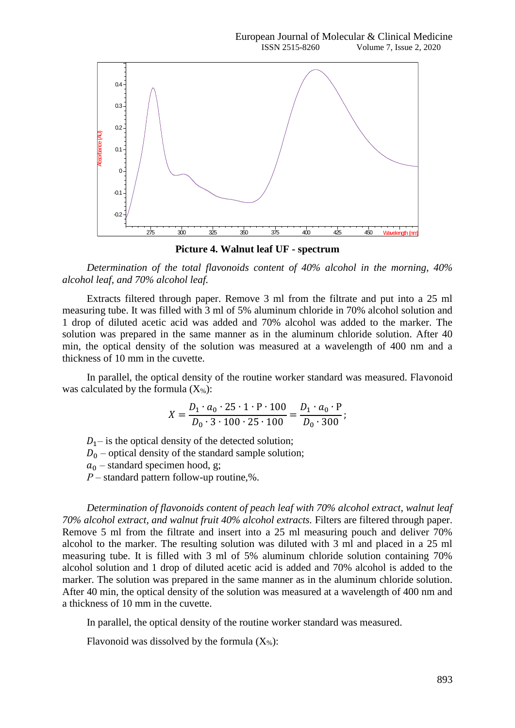**Picture 4. Walnut leaf UF - spectrum**

*Determination of the total flavonoids content of 40% alcohol in the morning, 40% alcohol leaf, and 70% alcohol leaf.*

Extracts filtered through paper. Remove 3 ml from the filtrate and put into a 25 ml measuring tube. It was filled with 3 ml of 5% aluminum chloride in 70% alcohol solution and 1 drop of diluted acetic acid was added and 70% alcohol was added to the marker. The solution was prepared in the same manner as in the aluminum chloride solution. After 40 min, the optical density of the solution was measured at a wavelength of 400 nm and a thickness of 10 mm in the cuvette.

In parallel, the optical density of the routine worker standard was measured. Flavonoid was calculated by the formula ($X_{\%}$):

$$X = \frac{D_1 \cdot a_0 \cdot 25 \cdot 1 \cdot \text{P} \cdot 100}{D_0 \cdot 3 \cdot 100 \cdot 25 \cdot 100} = \frac{D_1 \cdot a_0 \cdot \text{P}}{D_0 \cdot 300};$$

$D_1$ – is the optical density of the detected solution;
$D_0$ – optical density of the standard sample solution;
$a_0$ – standard specimen hood, g;
$P$ – standard pattern follow-up routine,%.

*Determination of flavonoids content of peach leaf with 70% alcohol extract, walnut leaf 70% alcohol extract, and walnut fruit 40% alcohol extracts.* Filters are filtered through paper. Remove 5 ml from the filtrate and insert into a 25 ml measuring pouch and deliver 70% alcohol to the marker. The resulting solution was diluted with 3 ml and placed in a 25 ml measuring tube. It is filled with 3 ml of 5% aluminum chloride solution containing 70% alcohol solution and 1 drop of diluted acetic acid is added and 70% alcohol is added to the marker. The solution was prepared in the same manner as in the aluminum chloride solution. After 40 min, the optical density of the solution was measured at a wavelength of 400 nm and a thickness of 10 mm in the cuvette.

In parallel, the optical density of the routine worker standard was measured.

Flavonoid was dissolved by the formula ($X_{\%}$):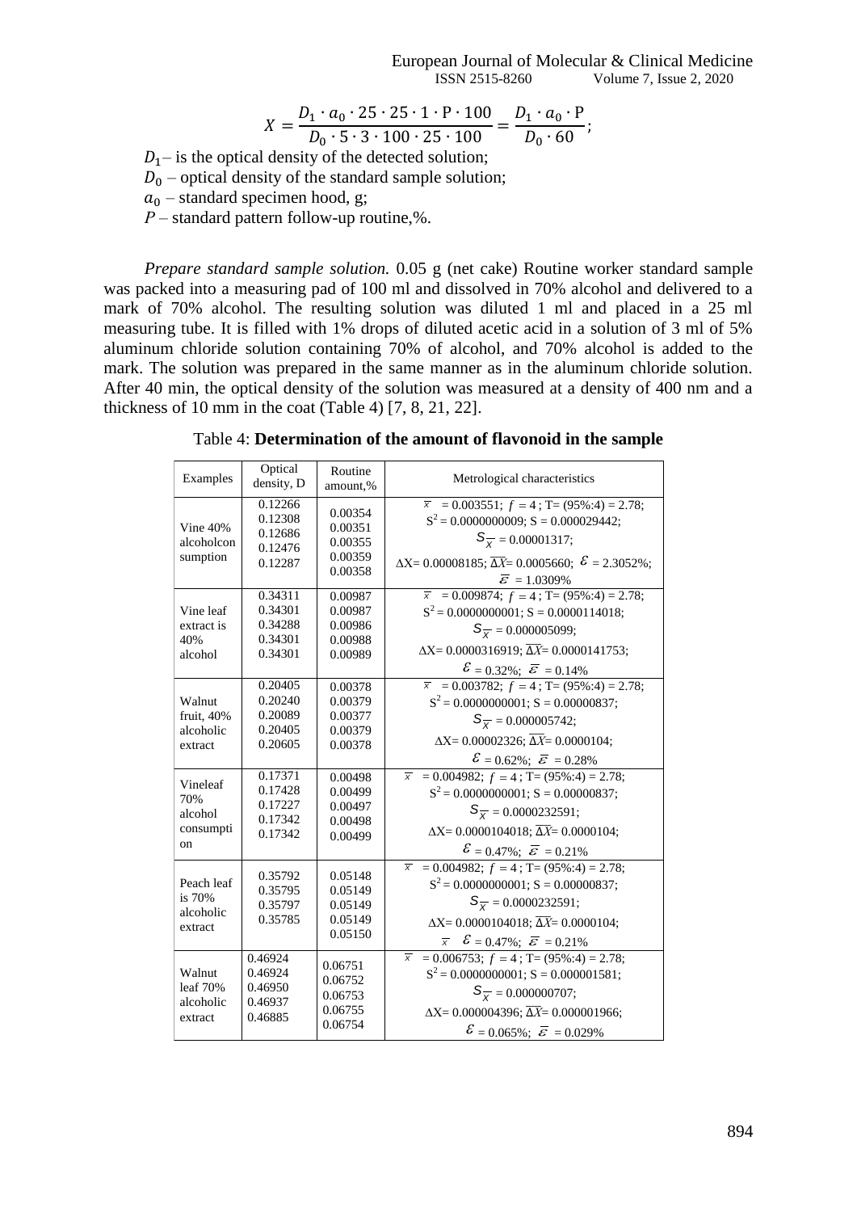$$X = \frac{D_1 \cdot a_0 \cdot 25 \cdot 25 \cdot 1 \cdot \mathrm{P} \cdot 100}{D_0 \cdot 5 \cdot 3 \cdot 100 \cdot 25 \cdot 100} = \frac{D_1 \cdot a_0 \cdot \mathrm{P}}{D_0 \cdot 60};$$

$D_1$ – is the optical density of the detected solution;
$D_0$ – optical density of the standard sample solution;
$a_0$ – standard specimen hood, g;
$P$ – standard pattern follow-up routine,%.

*Prepare standard sample solution.* 0.05 g (net cake) Routine worker standard sample was packed into a measuring pad of 100 ml and dissolved in 70% alcohol and delivered to a mark of 70% alcohol. The resulting solution was diluted 1 ml and placed in a 25 ml measuring tube. It is filled with 1% drops of diluted acetic acid in a solution of 3 ml of 5% aluminum chloride solution containing 70% of alcohol, and 70% alcohol is added to the mark. The solution was prepared in the same manner as in the aluminum chloride solution. After 40 min, the optical density of the solution was measured at a density of 400 nm and a thickness of 10 mm in the coat (Table 4) [7, 8, 21, 22].

Table 4: **Determination of the amount of flavonoid in the sample**

| Examples | Optical density, D | Routine amount,% | Metrological characteristics |
|---|---|---|---|
| Vine 40% alcoholcon sumption | 0.12266<br>0.12308<br>0.12686<br>0.12476<br>0.12287 | 0.00354<br>0.00351<br>0.00355<br>0.00359<br>0.00358 | $\bar{x}$ = 0.003551; $f$ = 4 ; T= (95%:4) = 2.78;<br>$S^2$ = 0.0000000009; S = 0.000029442;<br>$S_{\bar{x}}$ = 0.00001317;<br>ΔX= 0.00008185; $\overline{\Delta X}$= 0.0005660; $\varepsilon$ = 2.3052%;<br>$\bar{\varepsilon}$ = 1.0309% |
| Vine leaf extract is 40% alcohol | 0.34311<br>0.34301<br>0.34288<br>0.34301<br>0.34301 | 0.00987<br>0.00987<br>0.00986<br>0.00988<br>0.00989 | $\bar{x}$ = 0.009874; $f$ = 4 ; T= (95%:4) = 2.78;<br>$S^2$ = 0.0000000001; S = 0.0000114018;<br>$S_{\bar{x}}$ = 0.000005099;<br>ΔX= 0.0000316919; $\overline{\Delta X}$= 0.0000141753;<br>$\varepsilon$ = 0.32%; $\bar{\varepsilon}$ = 0.14% |
| Walnut fruit, 40% alcoholic extract | 0.20405<br>0.20240<br>0.20089<br>0.20405<br>0.20605 | 0.00378<br>0.00379<br>0.00377<br>0.00379<br>0.00378 | $\bar{x}$ = 0.003782; $f$ = 4 ; T= (95%:4) = 2.78;<br>$S^2$ = 0.0000000001; S = 0.00000837;<br>$S_{\bar{x}}$ = 0.000005742;<br>ΔX= 0.00002326; $\overline{\Delta X}$= 0.0000104;<br>$\varepsilon$ = 0.62%; $\bar{\varepsilon}$ = 0.28% |
| Vineleaf 70% alcohol consumpti on | 0.17371<br>0.17428<br>0.17227<br>0.17342<br>0.17342 | 0.00498<br>0.00499<br>0.00497<br>0.00498<br>0.00499 | $\bar{x}$ = 0.004982; $f$ = 4 ; T= (95%:4) = 2.78;<br>$S^2$ = 0.0000000001; S = 0.00000837;<br>$S_{\bar{x}}$ = 0.0000232591;<br>ΔX= 0.0000104018; $\overline{\Delta X}$= 0.0000104;<br>$\varepsilon$ = 0.47%; $\bar{\varepsilon}$ = 0.21% |
| Peach leaf is 70% alcoholic extract | 0.35792<br>0.35795<br>0.35797<br>0.35785 | 0.05148<br>0.05149<br>0.05149<br>0.05149<br>0.05150 | $\bar{x}$ = 0.004982; $f$ = 4 ; T= (95%:4) = 2.78;<br>$S^2$ = 0.0000000001; S = 0.00000837;<br>$S_{\bar{x}}$ = 0.0000232591;<br>ΔX= 0.0000104018; $\overline{\Delta X}$= 0.0000104;<br>$\bar{x}$ $\varepsilon$ = 0.47%; $\bar{\varepsilon}$ = 0.21% |
| Walnut leaf 70% alcoholic extract | 0.46924<br>0.46924<br>0.46950<br>0.46937<br>0.46885 | 0.06751<br>0.06752<br>0.06753<br>0.06755<br>0.06754 | $\bar{x}$ = 0.006753; $f$ = 4 ; T= (95%:4) = 2.78;<br>$S^2$ = 0.0000000001; S = 0.000001581;<br>$S_{\bar{x}}$ = 0.000000707;<br>ΔX= 0.000004396; $\overline{\Delta X}$= 0.000001966;<br>$\varepsilon$ = 0.065%; $\bar{\varepsilon}$ = 0.029% |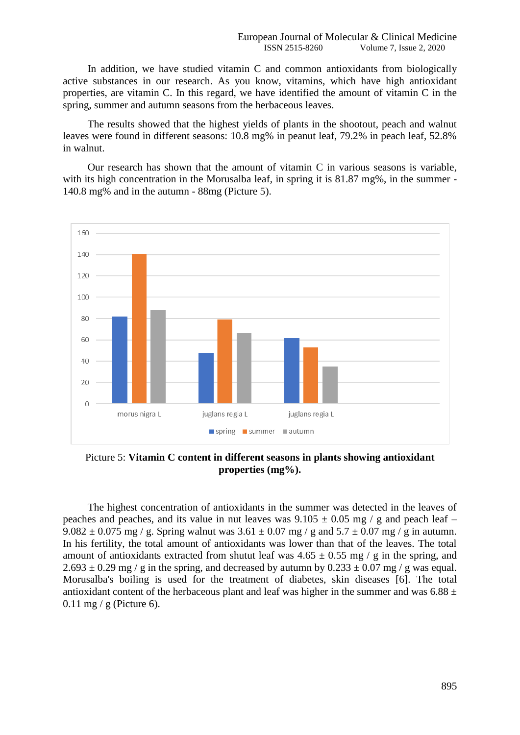In addition, we have studied vitamin C and common antioxidants from biologically active substances in our research. As you know, vitamins, which have high antioxidant properties, are vitamin C. In this regard, we have identified the amount of vitamin C in the spring, summer and autumn seasons from the herbaceous leaves.

The results showed that the highest yields of plants in the shootout, peach and walnut leaves were found in different seasons: 10.8 mg% in peanut leaf, 79.2% in peach leaf, 52.8% in walnut.

Our research has shown that the amount of vitamin C in various seasons is variable, with its high concentration in the Morusalba leaf, in spring it is 81.87 mg%, in the summer - 140.8 mg% and in the autumn - 88mg (Picture 5).

Picture 5: **Vitamin C content in different seasons in plants showing antioxidant properties (mg%).**

The highest concentration of antioxidants in the summer was detected in the leaves of peaches and peaches, and its value in nut leaves was 9.105 ± 0.05 mg / g and peach leaf – 9.082 ± 0.075 mg / g. Spring walnut was 3.61 ± 0.07 mg / g and 5.7 ± 0.07 mg / g in autumn. In his fertility, the total amount of antioxidants was lower than that of the leaves. The total amount of antioxidants extracted from shutut leaf was 4.65 ± 0.55 mg / g in the spring, and 2.693 ± 0.29 mg / g in the spring, and decreased by autumn by 0.233 ± 0.07 mg / g was equal. Morusalba's boiling is used for the treatment of diabetes, skin diseases [6]. The total antioxidant content of the herbaceous plant and leaf was higher in the summer and was 6.88 ± 0.11 mg / g (Picture 6).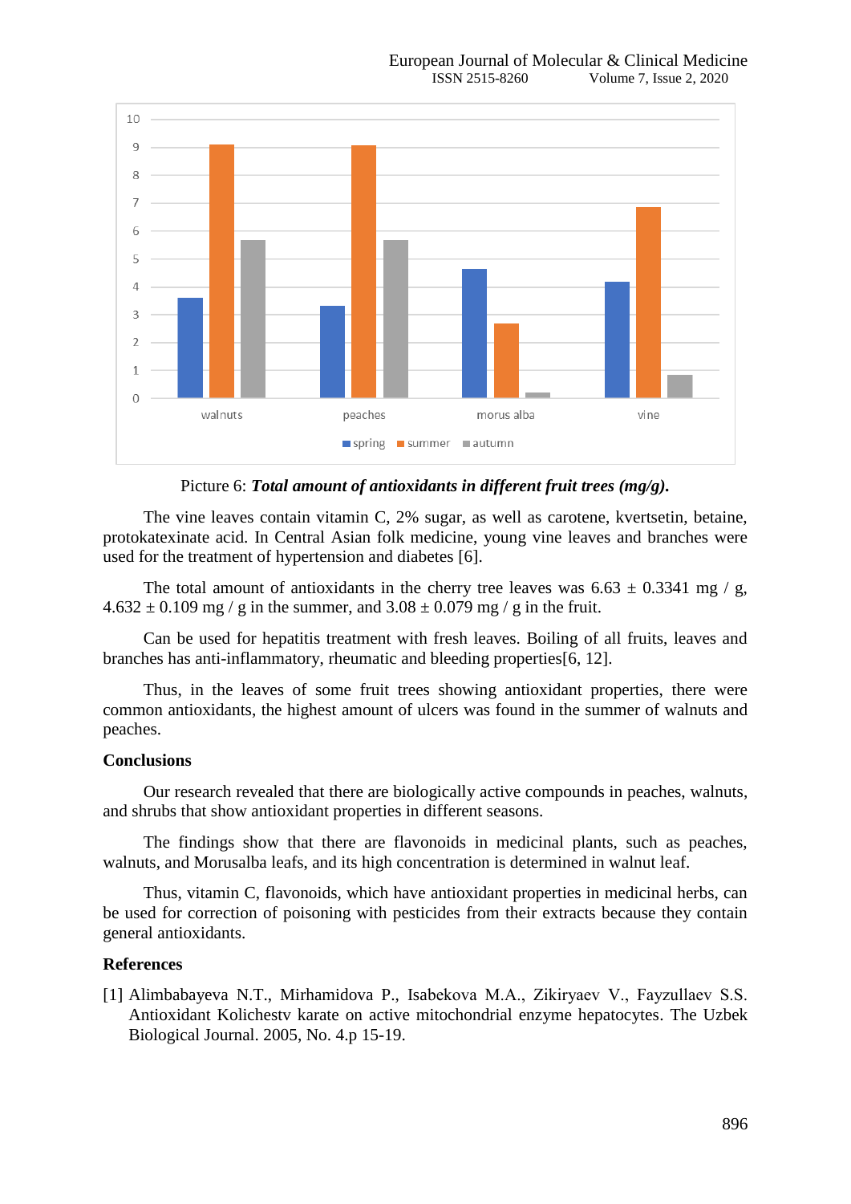Picture 6: ***Total amount of antioxidants in different fruit trees (mg/g).***

The vine leaves contain vitamin C, 2% sugar, as well as carotene, kvertsetin, betaine, protokatexinate acid. In Central Asian folk medicine, young vine leaves and branches were used for the treatment of hypertension and diabetes [6].

The total amount of antioxidants in the cherry tree leaves was 6.63 ± 0.3341 mg / g, 4.632 ± 0.109 mg / g in the summer, and 3.08 ± 0.079 mg / g in the fruit.

Can be used for hepatitis treatment with fresh leaves. Boiling of all fruits, leaves and branches has anti-inflammatory, rheumatic and bleeding properties[6, 12].

Thus, in the leaves of some fruit trees showing antioxidant properties, there were common antioxidants, the highest amount of ulcers was found in the summer of walnuts and peaches.

## Conclusions

Our research revealed that there are biologically active compounds in peaches, walnuts, and shrubs that show antioxidant properties in different seasons.

The findings show that there are flavonoids in medicinal plants, such as peaches, walnuts, and Morusalba leafs, and its high concentration is determined in walnut leaf.

Thus, vitamin C, flavonoids, which have antioxidant properties in medicinal herbs, can be used for correction of poisoning with pesticides from their extracts because they contain general antioxidants.

## References

[1] Alimbabayeva N.T., Mirhamidova P., Isabekova M.A., Zikiryaev V., Fayzullaev S.S. Antioxidant Kolichestv karate on active mitochondrial enzyme hepatocytes. The Uzbek Biological Journal. 2005, No. 4.p 15-19.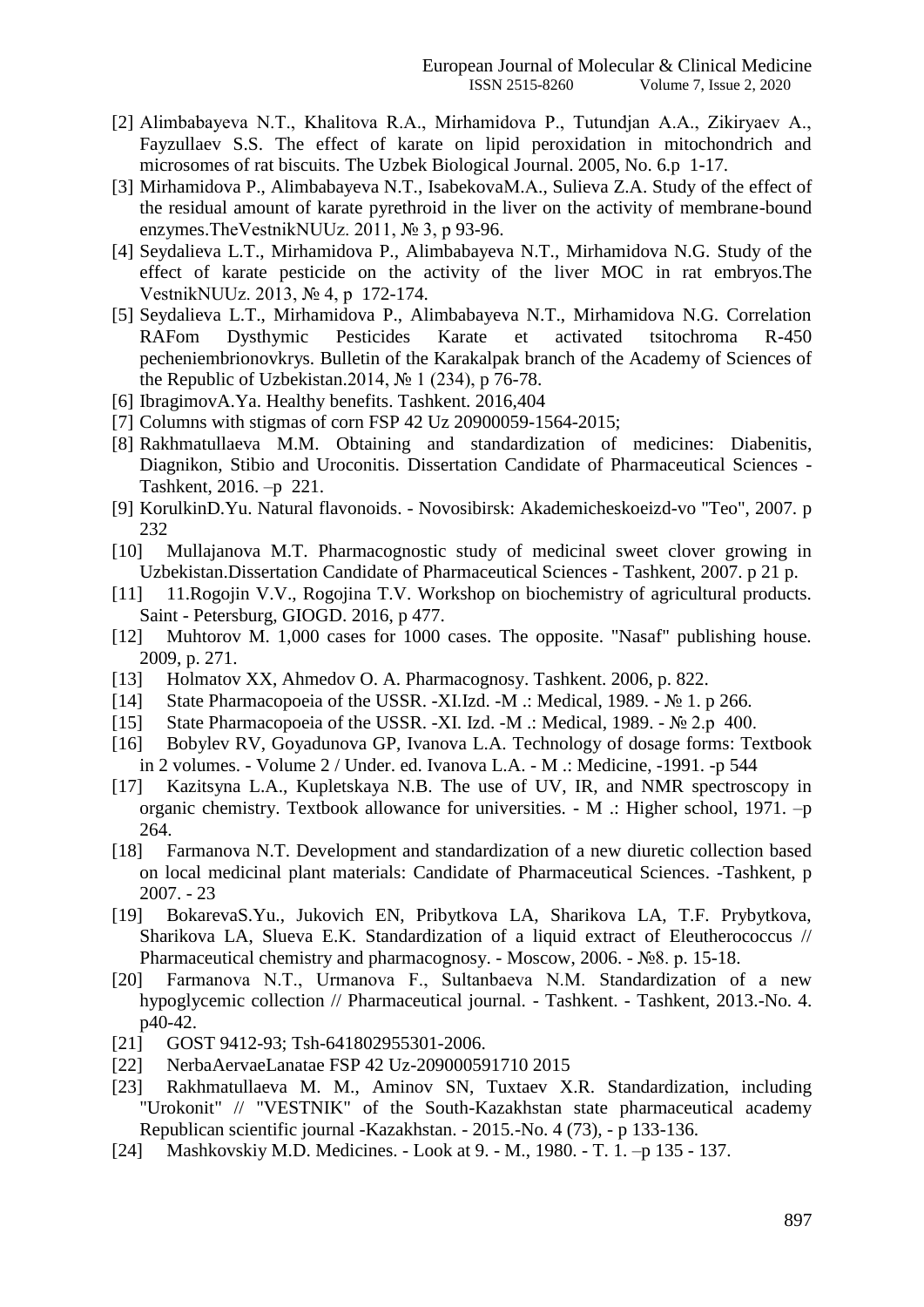[2] Alimbabayeva N.T., Khalitova R.A., Mirhamidova P., Tutundjan A.A., Zikiryaev A., Fayzullaev S.S. The effect of karate on lipid peroxidation in mitochondrich and microsomes of rat biscuits. The Uzbek Biological Journal. 2005, No. 6.p 1-17.

[3] Mirhamidova P., Alimbabayeva N.T., IsabekovaM.A., Sulieva Z.A. Study of the effect of the residual amount of karate pyrethroid in the liver on the activity of membrane-bound enzymes.TheVestnikNUUz. 2011, № 3, p 93-96.

[4] Seydalieva L.T., Mirhamidova P., Alimbabayeva N.T., Mirhamidova N.G. Study of the effect of karate pesticide on the activity of the liver MOC in rat embryos.The VestnikNUUz. 2013, № 4, p 172-174.

[5] Seydalieva L.T., Mirhamidova P., Alimbabayeva N.T., Mirhamidova N.G. Correlation RAFom Dysthymic Pesticides Karate et activated tsitochroma R-450 pecheniembrionovkrys. Bulletin of the Karakalpak branch of the Academy of Sciences of the Republic of Uzbekistan.2014, № 1 (234), p 76-78.

[6] IbragimovA.Ya. Healthy benefits. Tashkent. 2016,404

[7] Columns with stigmas of corn FSP 42 Uz 20900059-1564-2015;

[8] Rakhmatullaeva M.M. Obtaining and standardization of medicines: Diabenitis, Diagnikon, Stibio and Uroconitis. Dissertation Candidate of Pharmaceutical Sciences - Tashkent, 2016. –p 221.

[9] KorulkinD.Yu. Natural flavonoids. - Novosibirsk: Akademicheskoeizd-vo "Teo", 2007. p 232

[10] Mullajanova M.T. Pharmacognostic study of medicinal sweet clover growing in Uzbekistan.Dissertation Candidate of Pharmaceutical Sciences - Tashkent, 2007. p 21 p.

[11] 11.Rogojin V.V., Rogojina T.V. Workshop on biochemistry of agricultural products. Saint - Petersburg, GIOGD. 2016, p 477.

[12] Muhtorov M. 1,000 cases for 1000 cases. The opposite. "Nasaf" publishing house. 2009, p. 271.

[13] Holmatov XX, Ahmedov O. A. Pharmacognosy. Tashkent. 2006, p. 822.

[14] State Pharmacopoeia of the USSR. -XI.Izd. -M .: Medical, 1989. - № 1. p 266.

[15] State Pharmacopoeia of the USSR. -XI. Izd. -M .: Medical, 1989. - № 2.p 400.

[16] Bobylev RV, Goyadunova GP, Ivanova L.A. Technology of dosage forms: Textbook in 2 volumes. - Volume 2 / Under. ed. Ivanova L.A. - M .: Medicine, -1991. -p 544

[17] Kazitsyna L.A., Kupletskaya N.B. The use of UV, IR, and NMR spectroscopy in organic chemistry. Textbook allowance for universities. - M .: Higher school, 1971. –p 264.

[18] Farmanova N.T. Development and standardization of a new diuretic collection based on local medicinal plant materials: Candidate of Pharmaceutical Sciences. -Tashkent, p 2007. - 23

[19] BokarevaS.Yu., Jukovich EN, Pribytkova LA, Sharikova LA, T.F. Prybytkova, Sharikova LA, Slueva E.K. Standardization of a liquid extract of Eleutherococcus // Pharmaceutical chemistry and pharmacognosy. - Moscow, 2006. - №8. p. 15-18.

[20] Farmanova N.T., Urmanova F., Sultanbaeva N.M. Standardization of a new hypoglycemic collection // Pharmaceutical journal. - Tashkent. - Tashkent, 2013.-No. 4. p40-42.

[21] GOST 9412-93; Tsh-641802955301-2006.

[22] NerbaAervaeLanatae FSP 42 Uz-209000591710 2015

[23] Rakhmatullaeva M. M., Aminov SN, Tuxtaev X.R. Standardization, including "Urokonit" // "VESTNIK" of the South-Kazakhstan state pharmaceutical academy Republican scientific journal -Kazakhstan. - 2015.-No. 4 (73), - p 133-136.

[24] Mashkovskiy M.D. Medicines. - Look at 9. - M., 1980. - T. 1. –p 135 - 137.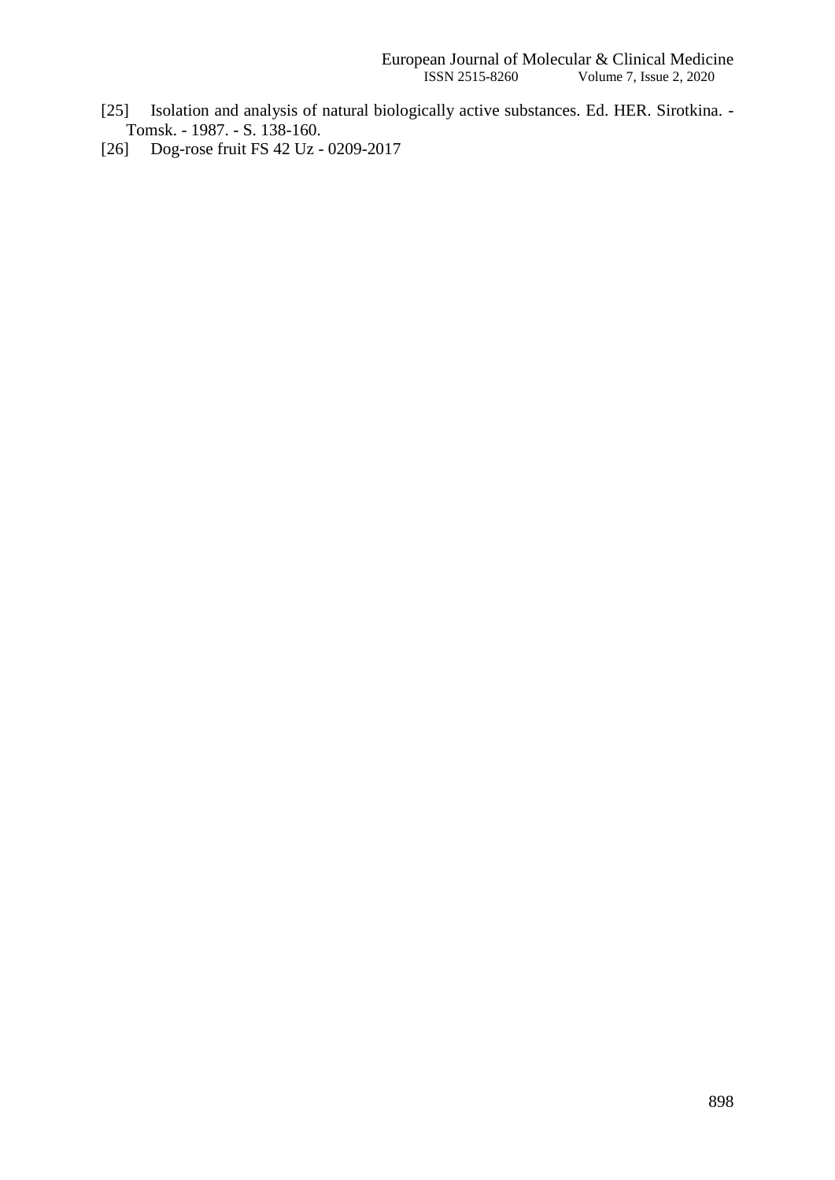[25] Isolation and analysis of natural biologically active substances. Ed. HER. Sirotkina. - Tomsk. - 1987. - S. 138-160.

[26] Dog-rose fruit FS 42 Uz - 0209-2017